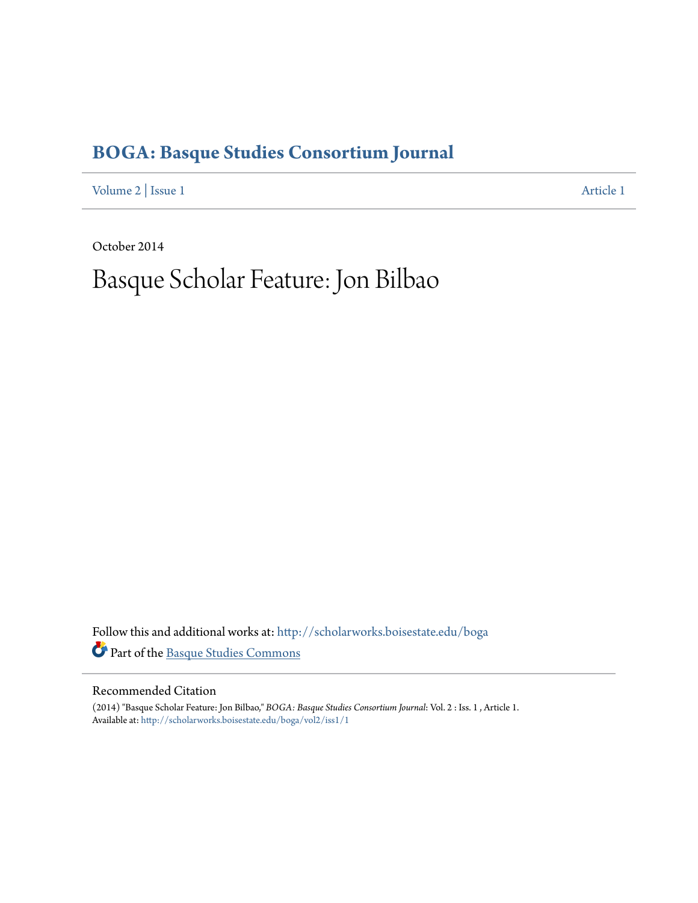# BOGA: Basque Studies Consortium Journal

Volume 2 | Issue 1 Article 1

October 2014

# Basque Scholar Feature: Jon Bilbao

Follow this and additional works at: http://scholarworks.boisestate.edu/boga

Part of the Basque Studies Commons

## Recommended Citation

(2014) "Basque Scholar Feature: Jon Bilbao," *BOGA: Basque Studies Consortium Journal*: Vol. 2 : Iss. 1 , Article 1.
Available at: http://scholarworks.boisestate.edu/boga/vol2/iss1/1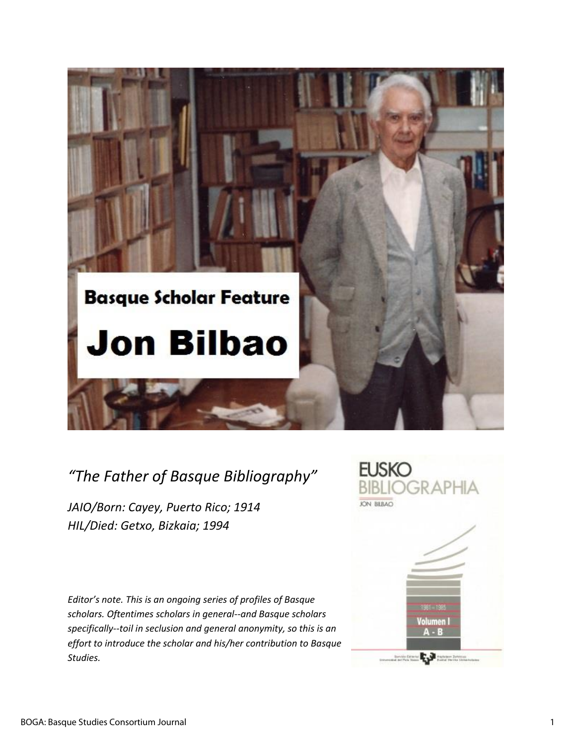# Basque Scholar Feature

# Jon Bilbao

*"The Father of Basque Bibliography"*

*JAIO/Born: Cayey, Puerto Rico; 1914*
*HIL/Died: Getxo, Bizkaia; 1994*

*Editor's note. This is an ongoing series of profiles of Basque scholars. Oftentimes scholars in general--and Basque scholars specifically--toil in seclusion and general anonymity, so this is an effort to introduce the scholar and his/her contribution to Basque Studies.*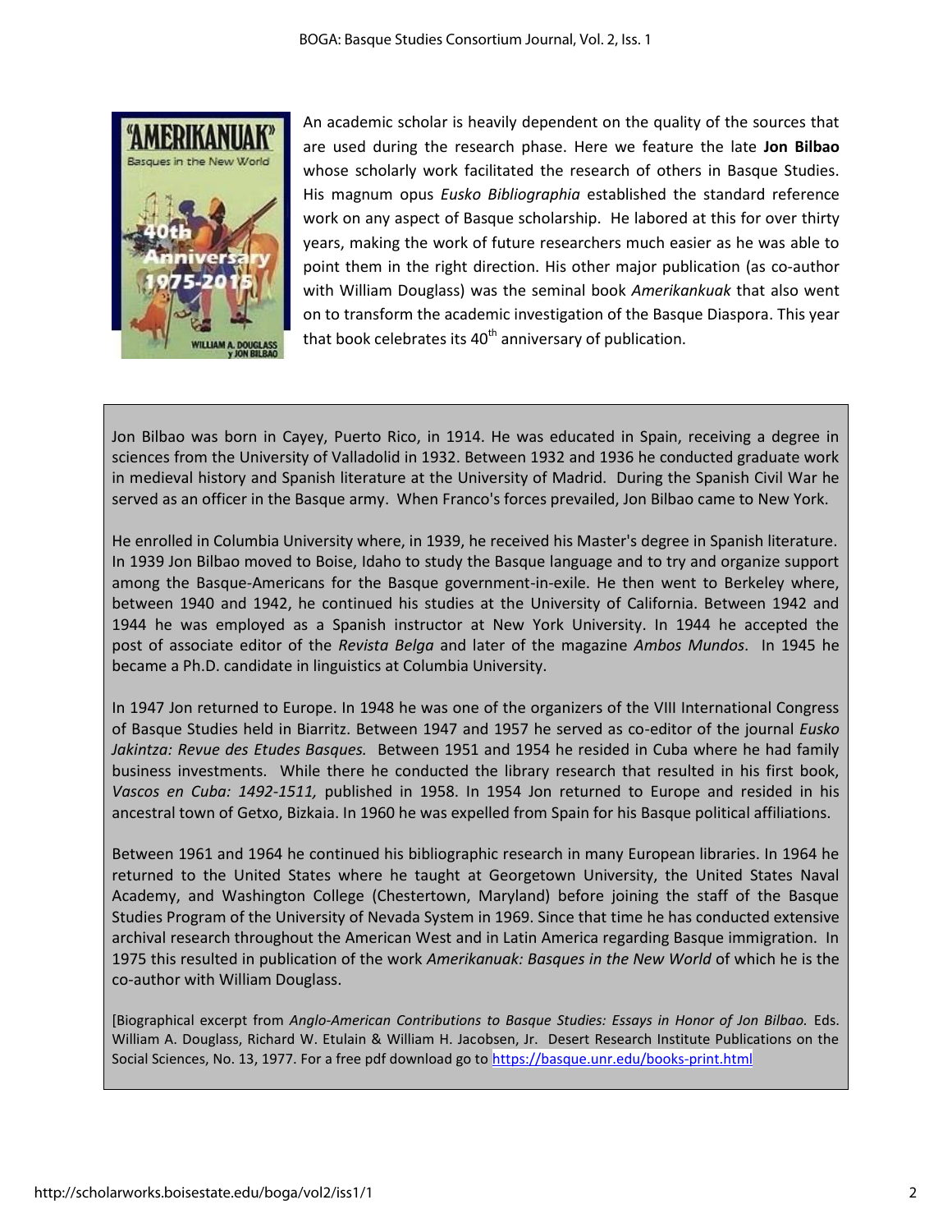An academic scholar is heavily dependent on the quality of the sources that are used during the research phase. Here we feature the late **Jon Bilbao** whose scholarly work facilitated the research of others in Basque Studies. His magnum opus *Eusko Bibliographia* established the standard reference work on any aspect of Basque scholarship. He labored at this for over thirty years, making the work of future researchers much easier as he was able to point them in the right direction. His other major publication (as co-author with William Douglass) was the seminal book *Amerikankuak* that also went on to transform the academic investigation of the Basque Diaspora. This year that book celebrates its 40th anniversary of publication.

Jon Bilbao was born in Cayey, Puerto Rico, in 1914. He was educated in Spain, receiving a degree in sciences from the University of Valladolid in 1932. Between 1932 and 1936 he conducted graduate work in medieval history and Spanish literature at the University of Madrid. During the Spanish Civil War he served as an officer in the Basque army. When Franco's forces prevailed, Jon Bilbao came to New York.

He enrolled in Columbia University where, in 1939, he received his Master's degree in Spanish literature. In 1939 Jon Bilbao moved to Boise, Idaho to study the Basque language and to try and organize support among the Basque-Americans for the Basque government-in-exile. He then went to Berkeley where, between 1940 and 1942, he continued his studies at the University of California. Between 1942 and 1944 he was employed as a Spanish instructor at New York University. In 1944 he accepted the post of associate editor of the *Revista Belga* and later of the magazine *Ambos Mundos*. In 1945 he became a Ph.D. candidate in linguistics at Columbia University.

In 1947 Jon returned to Europe. In 1948 he was one of the organizers of the VIII International Congress of Basque Studies held in Biarritz. Between 1947 and 1957 he served as co-editor of the journal *Eusko Jakintza: Revue des Etudes Basques.* Between 1951 and 1954 he resided in Cuba where he had family business investments. While there he conducted the library research that resulted in his first book, *Vascos en Cuba: 1492-1511,* published in 1958. In 1954 Jon returned to Europe and resided in his ancestral town of Getxo, Bizkaia. In 1960 he was expelled from Spain for his Basque political affiliations.

Between 1961 and 1964 he continued his bibliographic research in many European libraries. In 1964 he returned to the United States where he taught at Georgetown University, the United States Naval Academy, and Washington College (Chestertown, Maryland) before joining the staff of the Basque Studies Program of the University of Nevada System in 1969. Since that time he has conducted extensive archival research throughout the American West and in Latin America regarding Basque immigration. In 1975 this resulted in publication of the work *Amerikanuak: Basques in the New World* of which he is the co-author with William Douglass.

[Biographical excerpt from *Anglo-American Contributions to Basque Studies: Essays in Honor of Jon Bilbao.* Eds. William A. Douglass, Richard W. Etulain & William H. Jacobsen, Jr. Desert Research Institute Publications on the Social Sciences, No. 13, 1977. For a free pdf download go to https://basque.unr.edu/books-print.html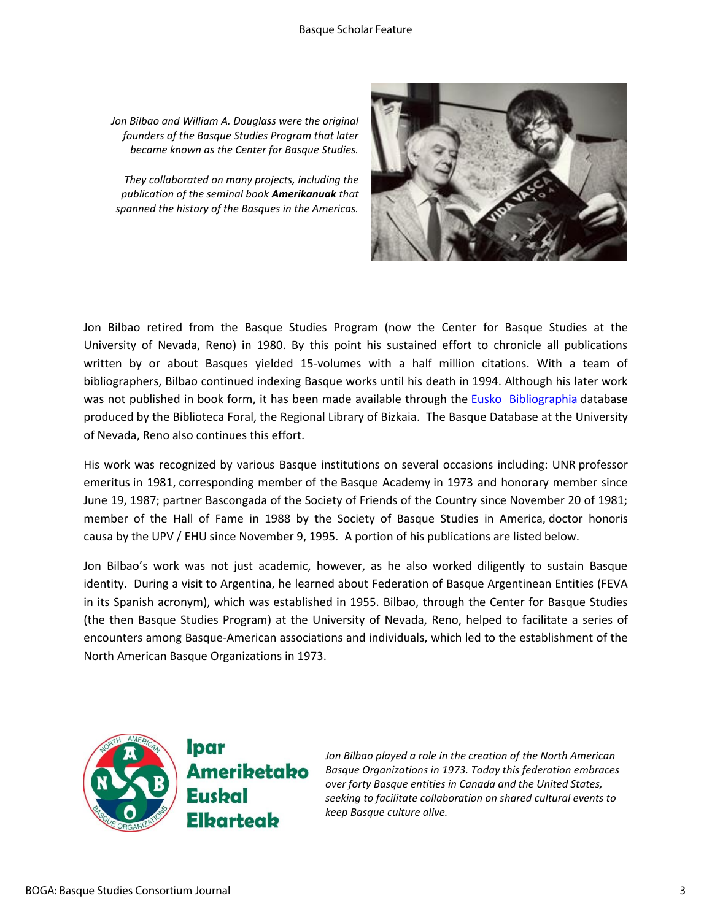*Jon Bilbao and William A. Douglass were the original founders of the Basque Studies Program that later became known as the Center for Basque Studies.*

*They collaborated on many projects, including the publication of the seminal book* ***Amerikanuak*** *that spanned the history of the Basques in the Americas.*

Jon Bilbao retired from the Basque Studies Program (now the Center for Basque Studies at the University of Nevada, Reno) in 1980. By this point his sustained effort to chronicle all publications written by or about Basques yielded 15-volumes with a half million citations. With a team of bibliographers, Bilbao continued indexing Basque works until his death in 1994. Although his later work was not published in book form, it has been made available through the [Eusko Bibliographia]() database produced by the Biblioteca Foral, the Regional Library of Bizkaia. The Basque Database at the University of Nevada, Reno also continues this effort.

His work was recognized by various Basque institutions on several occasions including: UNR professor emeritus in 1981, corresponding member of the Basque Academy in 1973 and honorary member since June 19, 1987; partner Bascongada of the Society of Friends of the Country since November 20 of 1981; member of the Hall of Fame in 1988 by the Society of Basque Studies in America, doctor honoris causa by the UPV / EHU since November 9, 1995. A portion of his publications are listed below.

Jon Bilbao's work was not just academic, however, as he also worked diligently to sustain Basque identity. During a visit to Argentina, he learned about Federation of Basque Argentinean Entities (FEVA in its Spanish acronym), which was established in 1955. Bilbao, through the Center for Basque Studies (the then Basque Studies Program) at the University of Nevada, Reno, helped to facilitate a series of encounters among Basque-American associations and individuals, which led to the establishment of the North American Basque Organizations in 1973.

**Ipar Ameriketako Euskal Elkarteak**

*Jon Bilbao played a role in the creation of the North American Basque Organizations in 1973. Today this federation embraces over forty Basque entities in Canada and the United States, seeking to facilitate collaboration on shared cultural events to keep Basque culture alive.*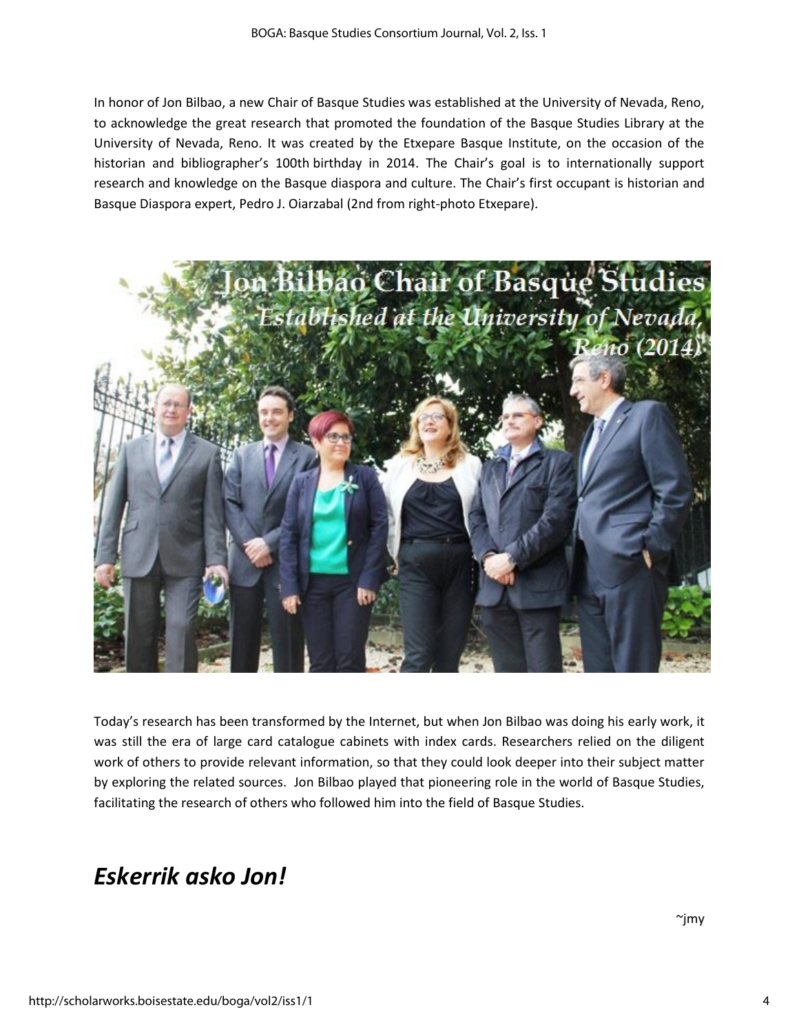In honor of Jon Bilbao, a new Chair of Basque Studies was established at the University of Nevada, Reno, to acknowledge the great research that promoted the foundation of the Basque Studies Library at the University of Nevada, Reno. It was created by the Etxepare Basque Institute, on the occasion of the historian and bibliographer's 100th birthday in 2014. The Chair's goal is to internationally support research and knowledge on the Basque diaspora and culture. The Chair's first occupant is historian and Basque Diaspora expert, Pedro J. Oiarzabal (2nd from right-photo Etxepare).

Today's research has been transformed by the Internet, but when Jon Bilbao was doing his early work, it was still the era of large card catalogue cabinets with index cards. Researchers relied on the diligent work of others to provide relevant information, so that they could look deeper into their subject matter by exploring the related sources. Jon Bilbao played that pioneering role in the world of Basque Studies, facilitating the research of others who followed him into the field of Basque Studies.

## *Eskerrik asko Jon!*

~jmy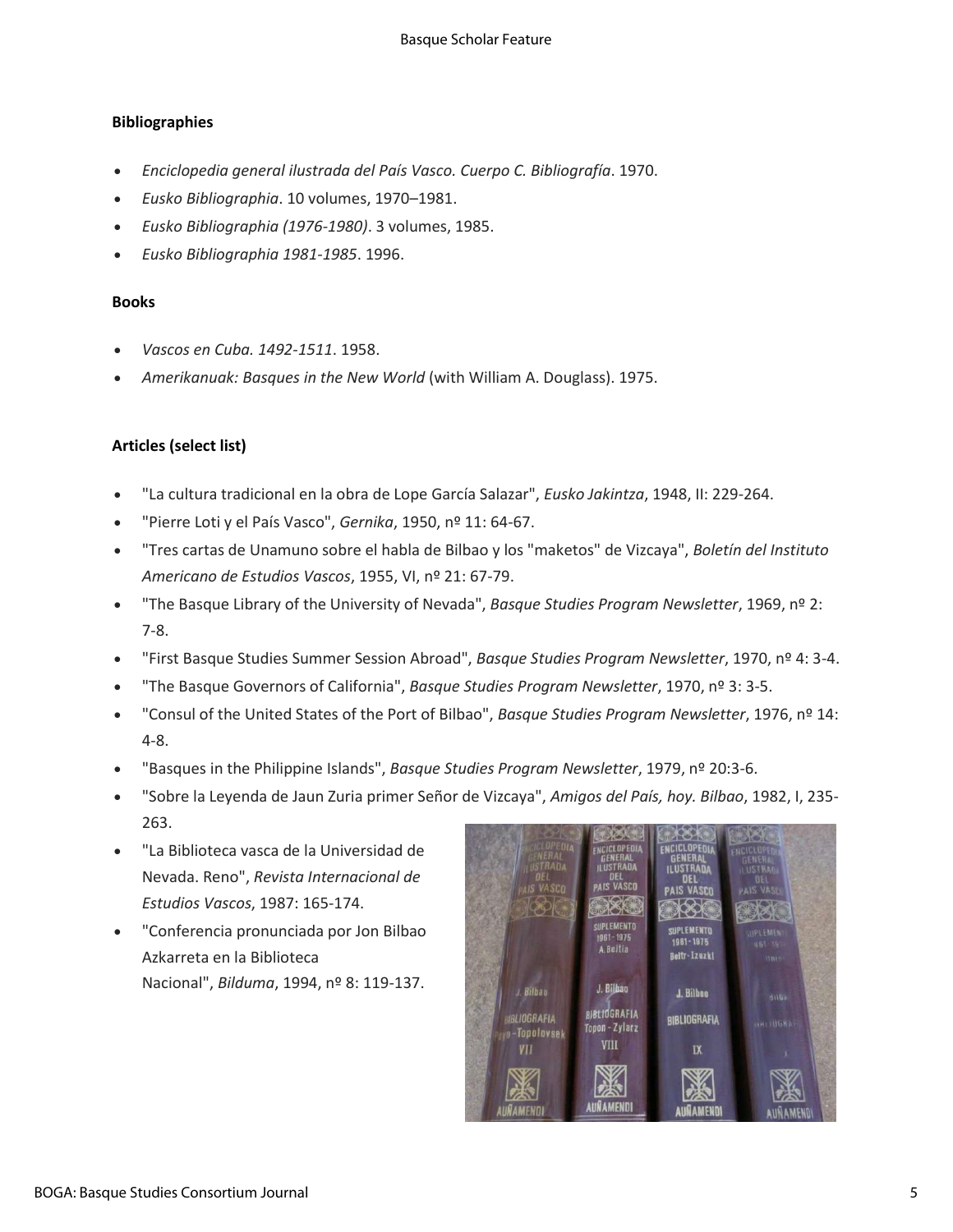**Bibliographies**

- *Enciclopedia general ilustrada del País Vasco. Cuerpo C. Bibliografía*. 1970.
- *Eusko Bibliographia*. 10 volumes, 1970–1981.
- *Eusko Bibliographia (1976-1980)*. 3 volumes, 1985.
- *Eusko Bibliographia 1981-1985*. 1996.

**Books**

- *Vascos en Cuba. 1492-1511*. 1958.
- *Amerikanuak: Basques in the New World* (with William A. Douglass). 1975.

**Articles (select list)**

- "La cultura tradicional en la obra de Lope García Salazar", *Eusko Jakintza*, 1948, II: 229-264.
- "Pierre Loti y el País Vasco", *Gernika*, 1950, nº 11: 64-67.
- "Tres cartas de Unamuno sobre el habla de Bilbao y los "maketos" de Vizcaya", *Boletín del Instituto Americano de Estudios Vascos*, 1955, VI, nº 21: 67-79.
- "The Basque Library of the University of Nevada", *Basque Studies Program Newsletter*, 1969, nº 2: 7-8.
- "First Basque Studies Summer Session Abroad", *Basque Studies Program Newsletter*, 1970, nº 4: 3-4.
- "The Basque Governors of California", *Basque Studies Program Newsletter*, 1970, nº 3: 3-5.
- "Consul of the United States of the Port of Bilbao", *Basque Studies Program Newsletter*, 1976, nº 14: 4-8.
- "Basques in the Philippine Islands", *Basque Studies Program Newsletter*, 1979, nº 20:3-6.
- "Sobre la Leyenda de Jaun Zuria primer Señor de Vizcaya", *Amigos del País, hoy. Bilbao*, 1982, I, 235-263.
- "La Biblioteca vasca de la Universidad de Nevada. Reno", *Revista Internacional de Estudios Vascos*, 1987: 165-174.
- "Conferencia pronunciada por Jon Bilbao Azkarreta en la Biblioteca Nacional", *Bilduma*, 1994, nº 8: 119-137.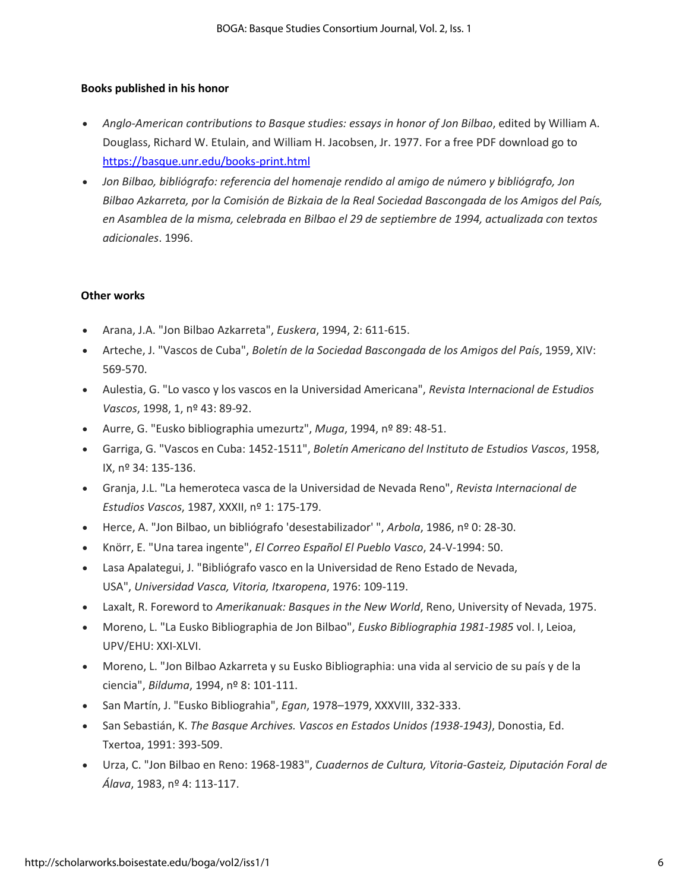**Books published in his honor**

- *Anglo-American contributions to Basque studies: essays in honor of Jon Bilbao*, edited by William A. Douglass, Richard W. Etulain, and William H. Jacobsen, Jr. 1977. For a free PDF download go to https://basque.unr.edu/books-print.html
- *Jon Bilbao, bibliógrafo: referencia del homenaje rendido al amigo de número y bibliógrafo, Jon Bilbao Azkarreta, por la Comisión de Bizkaia de la Real Sociedad Bascongada de los Amigos del País, en Asamblea de la misma, celebrada en Bilbao el 29 de septiembre de 1994, actualizada con textos adicionales*. 1996.

**Other works**

- Arana, J.A. "Jon Bilbao Azkarreta", *Euskera*, 1994, 2: 611-615.
- Arteche, J. "Vascos de Cuba", *Boletín de la Sociedad Bascongada de los Amigos del País*, 1959, XIV: 569-570.
- Aulestia, G. "Lo vasco y los vascos en la Universidad Americana", *Revista Internacional de Estudios Vascos*, 1998, 1, nº 43: 89-92.
- Aurre, G. "Eusko bibliographia umezurtz", *Muga*, 1994, nº 89: 48-51.
- Garriga, G. "Vascos en Cuba: 1452-1511", *Boletín Americano del Instituto de Estudios Vascos*, 1958, IX, nº 34: 135-136.
- Granja, J.L. "La hemeroteca vasca de la Universidad de Nevada Reno", *Revista Internacional de Estudios Vascos*, 1987, XXXII, nº 1: 175-179.
- Herce, A. "Jon Bilbao, un bibliógrafo 'desestabilizador' ", *Arbola*, 1986, nº 0: 28-30.
- Knörr, E. "Una tarea ingente", *El Correo Español El Pueblo Vasco*, 24-V-1994: 50.
- Lasa Apalategui, J. "Bibliógrafo vasco en la Universidad de Reno Estado de Nevada, USA", *Universidad Vasca, Vitoria, Itxaropena*, 1976: 109-119.
- Laxalt, R. Foreword to *Amerikanuak: Basques in the New World*, Reno, University of Nevada, 1975.
- Moreno, L. "La Eusko Bibliographia de Jon Bilbao", *Eusko Bibliographia 1981-1985* vol. I, Leioa, UPV/EHU: XXI-XLVI.
- Moreno, L. "Jon Bilbao Azkarreta y su Eusko Bibliographia: una vida al servicio de su país y de la ciencia", *Bilduma*, 1994, nº 8: 101-111.
- San Martín, J. "Eusko Bibliograhia", *Egan*, 1978–1979, XXXVIII, 332-333.
- San Sebastián, K. *The Basque Archives. Vascos en Estados Unidos (1938-1943)*, Donostia, Ed. Txertoa, 1991: 393-509.
- Urza, C. "Jon Bilbao en Reno: 1968-1983", *Cuadernos de Cultura, Vitoria-Gasteiz, Diputación Foral de Álava*, 1983, nº 4: 113-117.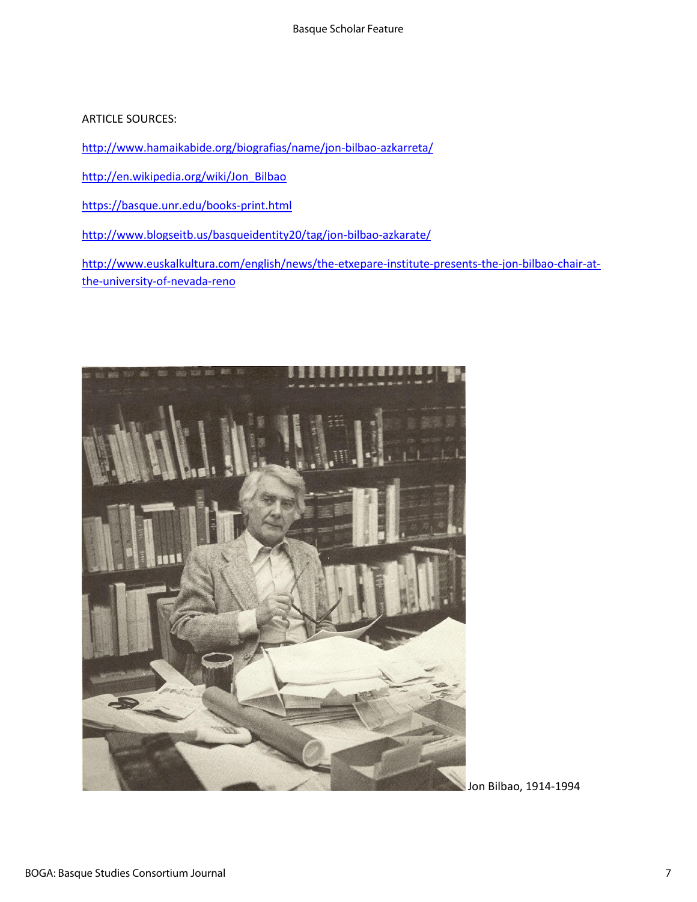ARTICLE SOURCES:

http://www.hamaikabide.org/biografias/name/jon-bilbao-azkarreta/

http://en.wikipedia.org/wiki/Jon_Bilbao

https://basque.unr.edu/books-print.html

http://www.blogseitb.us/basqueidentity20/tag/jon-bilbao-azkarate/

http://www.euskalkultura.com/english/news/the-etxepare-institute-presents-the-jon-bilbao-chair-at-the-university-of-nevada-reno

Jon Bilbao, 1914-1994